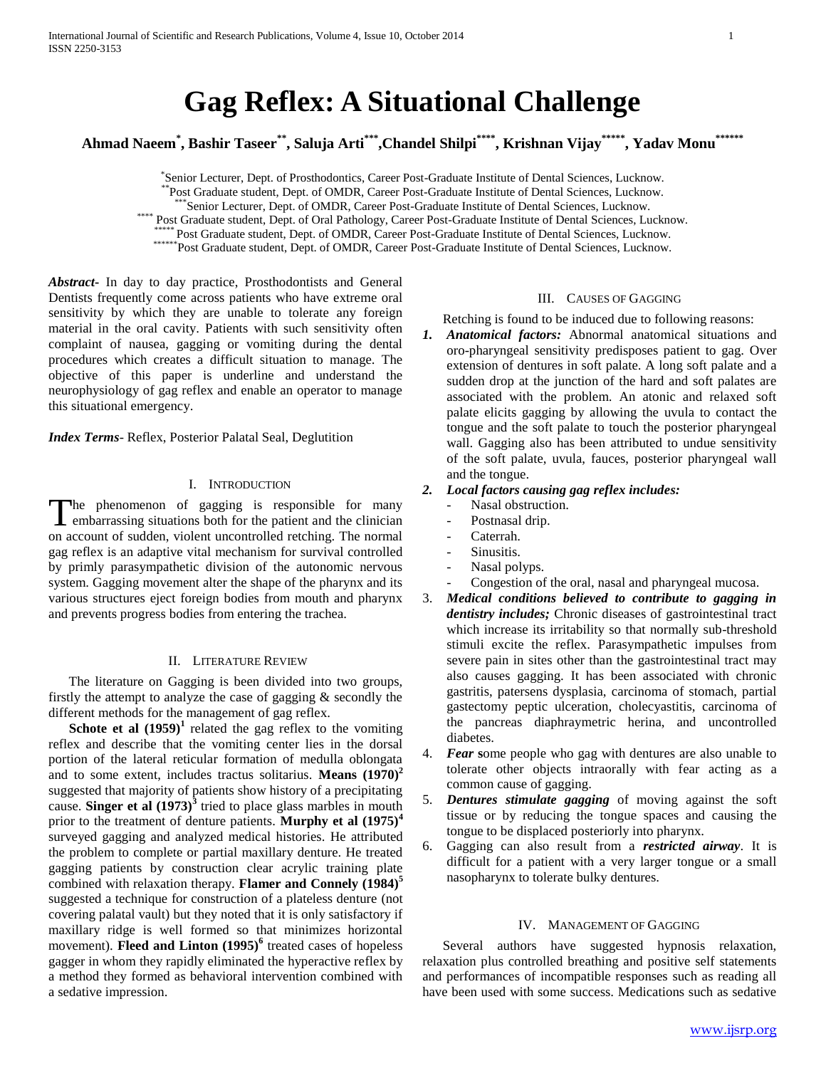# Gag Reflex: A Situational Challenge

**Ahmad Naeem[*], Bashir Taseer[**], Saluja Arti[***], Chandel Shilpi[****], Krishnan Vijay[*****], Yadav Monu[******]**

[*] Senior Lecturer, Dept. of Prosthodontics, Career Post-Graduate Institute of Dental Sciences, Lucknow.
[**] Post Graduate student, Dept. of OMDR, Career Post-Graduate Institute of Dental Sciences, Lucknow.
[***] Senior Lecturer, Dept. of OMDR, Career Post-Graduate Institute of Dental Sciences, Lucknow.
[****] Post Graduate student, Dept. of Oral Pathology, Career Post-Graduate Institute of Dental Sciences, Lucknow.
[*****] Post Graduate student, Dept. of OMDR, Career Post-Graduate Institute of Dental Sciences, Lucknow.
[******] Post Graduate student, Dept. of OMDR, Career Post-Graduate Institute of Dental Sciences, Lucknow.

***Abstract*-** In day to day practice, Prosthodontists and General Dentists frequently come across patients who have extreme oral sensitivity by which they are unable to tolerate any foreign material in the oral cavity. Patients with such sensitivity often complaint of nausea, gagging or vomiting during the dental procedures which creates a difficult situation to manage. The objective of this paper is underline and understand the neurophysiology of gag reflex and enable an operator to manage this situational emergency.

***Index Terms*-** Reflex, Posterior Palatal Seal, Deglutition

## I. Introduction

The phenomenon of gagging is responsible for many embarrassing situations both for the patient and the clinician on account of sudden, violent uncontrolled retching. The normal gag reflex is an adaptive vital mechanism for survival controlled by primly parasympathetic division of the autonomic nervous system. Gagging movement alter the shape of the pharynx and its various structures eject foreign bodies from mouth and pharynx and prevents progress bodies from entering the trachea.

## II. Literature Review

The literature on Gagging is been divided into two groups, firstly the attempt to analyze the case of gagging & secondly the different methods for the management of gag reflex.

**Schote et al (1959)**[1] related the gag reflex to the vomiting reflex and describe that the vomiting center lies in the dorsal portion of the lateral reticular formation of medulla oblongata and to some extent, includes tractus solitarius. **Means (1970)**[2] suggested that majority of patients show history of a precipitating cause. **Singer et al (1973)**[3] tried to place glass marbles in mouth prior to the treatment of denture patients. **Murphy et al (1975)**[4] surveyed gagging and analyzed medical histories. He attributed the problem to complete or partial maxillary denture. He treated gagging patients by construction clear acrylic training plate combined with relaxation therapy. **Flamer and Connely (1984)**[5] suggested a technique for construction of a plateless denture (not covering palatal vault) but they noted that it is only satisfactory if maxillary ridge is well formed so that minimizes horizontal movement). **Fleed and Linton (1995)**[6] treated cases of hopeless gagger in whom they rapidly eliminated the hyperactive reflex by a method they formed as behavioral intervention combined with a sedative impression.

## III. Causes of Gagging

Retching is found to be induced due to following reasons:

1. ***Anatomical factors:*** Abnormal anatomical situations and oro-pharyngeal sensitivity predisposes patient to gag. Over extension of dentures in soft palate. A long soft palate and a sudden drop at the junction of the hard and soft palates are associated with the problem. An atonic and relaxed soft palate elicits gagging by allowing the uvula to contact the tongue and the soft palate to touch the posterior pharyngeal wall. Gagging also has been attributed to undue sensitivity of the soft palate, uvula, fauces, posterior pharyngeal wall and the tongue.
2. ***Local factors causing gag reflex includes:***
   - Nasal obstruction.
   - Postnasal drip.
   - Caterrah.
   - Sinusitis.
   - Nasal polyps.
   - Congestion of the oral, nasal and pharyngeal mucosa.
3. ***Medical conditions believed to contribute to gagging in dentistry includes;*** Chronic diseases of gastrointestinal tract which increase its irritability so that normally sub-threshold stimuli excite the reflex. Parasympathetic impulses from severe pain in sites other than the gastrointestinal tract may also causes gagging. It has been associated with chronic gastritis, patersens dysplasia, carcinoma of stomach, partial gastectomy peptic ulceration, cholecyastitis, carcinoma of the pancreas diaphraymetric herina, and uncontrolled diabetes.
4. ***Fear*** **s**ome people who gag with dentures are also unable to tolerate other objects intraorally with fear acting as a common cause of gagging.
5. ***Dentures stimulate gagging*** of moving against the soft tissue or by reducing the tongue spaces and causing the tongue to be displaced posteriorly into pharynx.
6. Gagging can also result from a ***restricted airway***. It is difficult for a patient with a very larger tongue or a small nasopharynx to tolerate bulky dentures.

## IV. Management of Gagging

Several authors have suggested hypnosis relaxation, relaxation plus controlled breathing and positive self statements and performances of incompatible responses such as reading all have been used with some success. Medications such as sedative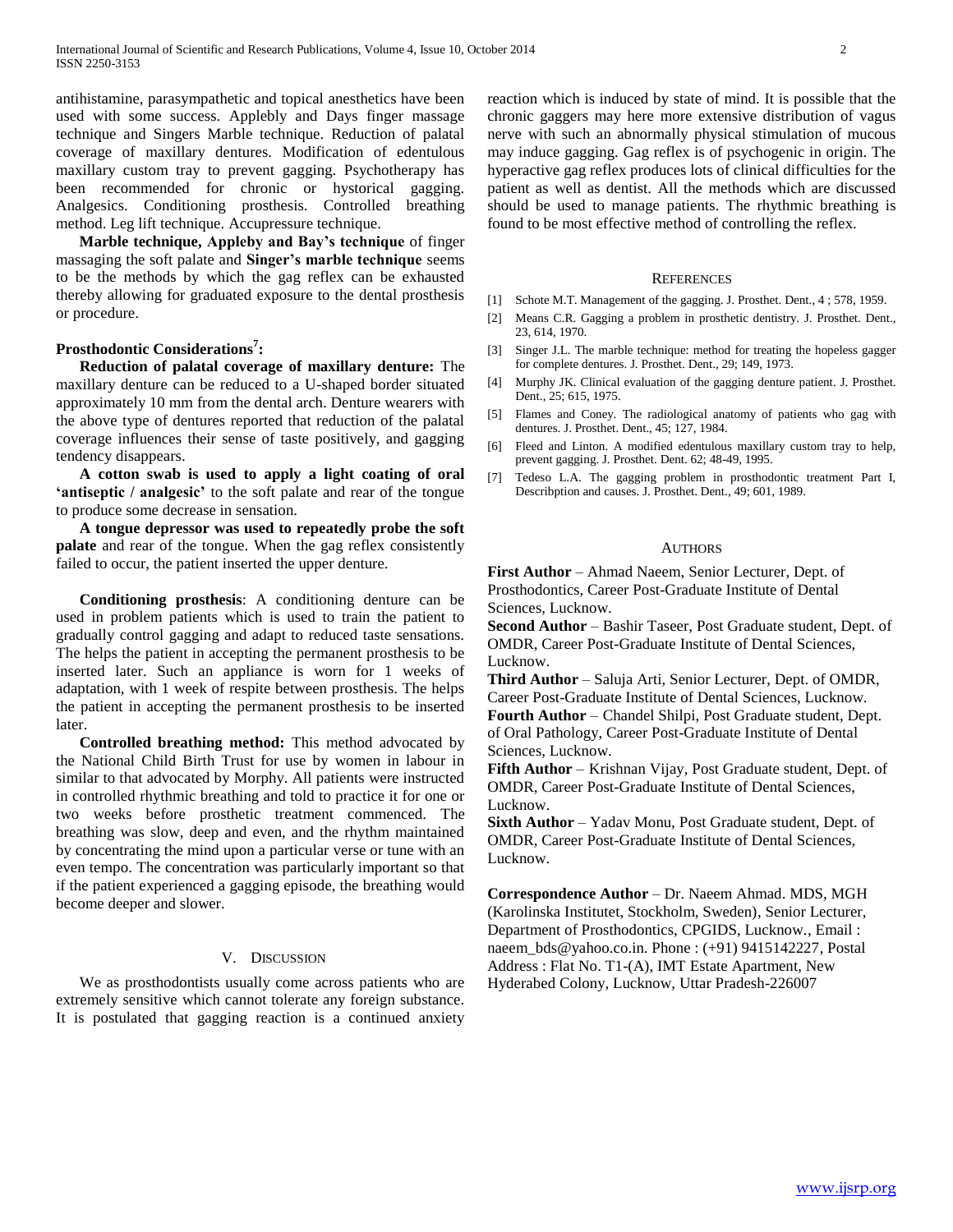antihistamine, parasympathetic and topical anesthetics have been used with some success. Applebly and Days finger massage technique and Singers Marble technique. Reduction of palatal coverage of maxillary dentures. Modification of edentulous maxillary custom tray to prevent gagging. Psychotherapy has been recommended for chronic or hystorical gagging. Analgesics. Conditioning prosthesis. Controlled breathing method. Leg lift technique. Accupressure technique.

**Marble technique, Appleby and Bay's technique** of finger massaging the soft palate and **Singer's marble technique** seems to be the methods by which the gag reflex can be exhausted thereby allowing for graduated exposure to the dental prosthesis or procedure.

**Prosthodontic Considerations[7]:**

**Reduction of palatal coverage of maxillary denture:** The maxillary denture can be reduced to a U-shaped border situated approximately 10 mm from the dental arch. Denture wearers with the above type of dentures reported that reduction of the palatal coverage influences their sense of taste positively, and gagging tendency disappears.

**A cotton swab is used to apply a light coating of oral 'antiseptic / analgesic'** to the soft palate and rear of the tongue to produce some decrease in sensation.

**A tongue depressor was used to repeatedly probe the soft palate** and rear of the tongue. When the gag reflex consistently failed to occur, the patient inserted the upper denture.

**Conditioning prosthesis**: A conditioning denture can be used in problem patients which is used to train the patient to gradually control gagging and adapt to reduced taste sensations. The helps the patient in accepting the permanent prosthesis to be inserted later. Such an appliance is worn for 1 weeks of adaptation, with 1 week of respite between prosthesis. The helps the patient in accepting the permanent prosthesis to be inserted later.

**Controlled breathing method:** This method advocated by the National Child Birth Trust for use by women in labour in similar to that advocated by Morphy. All patients were instructed in controlled rhythmic breathing and told to practice it for one or two weeks before prosthetic treatment commenced. The breathing was slow, deep and even, and the rhythm maintained by concentrating the mind upon a particular verse or tune with an even tempo. The concentration was particularly important so that if the patient experienced a gagging episode, the breathing would become deeper and slower.

## V. Discussion

We as prosthodontists usually come across patients who are extremely sensitive which cannot tolerate any foreign substance. It is postulated that gagging reaction is a continued anxiety reaction which is induced by state of mind. It is possible that the chronic gaggers may here more extensive distribution of vagus nerve with such an abnormally physical stimulation of mucous may induce gagging. Gag reflex is of psychogenic in origin. The hyperactive gag reflex produces lots of clinical difficulties for the patient as well as dentist. All the methods which are discussed should be used to manage patients. The rhythmic breathing is found to be most effective method of controlling the reflex.

## References

[1] Schote M.T. Management of the gagging. J. Prosthet. Dent., 4 ; 578, 1959.

[2] Means C.R. Gagging a problem in prosthetic dentistry. J. Prosthet. Dent., 23, 614, 1970.

[3] Singer J.L. The marble technique: method for treating the hopeless gagger for complete dentures. J. Prosthet. Dent., 29; 149, 1973.

[4] Murphy JK. Clinical evaluation of the gagging denture patient. J. Prosthet. Dent., 25; 615, 1975.

[5] Flames and Coney. The radiological anatomy of patients who gag with dentures. J. Prosthet. Dent., 45; 127, 1984.

[6] Fleed and Linton. A modified edentulous maxillary custom tray to help, prevent gagging. J. Prosthet. Dent. 62; 48-49, 1995.

[7] Tedeso L.A. The gagging problem in prosthodontic treatment Part I, Describption and causes. J. Prosthet. Dent., 49; 601, 1989.

## Authors

**First Author** – Ahmad Naeem, Senior Lecturer, Dept. of Prosthodontics, Career Post-Graduate Institute of Dental Sciences, Lucknow.

**Second Author** – Bashir Taseer, Post Graduate student, Dept. of OMDR, Career Post-Graduate Institute of Dental Sciences, Lucknow.

**Third Author** – Saluja Arti, Senior Lecturer, Dept. of OMDR, Career Post-Graduate Institute of Dental Sciences, Lucknow.

**Fourth Author** – Chandel Shilpi, Post Graduate student, Dept. of Oral Pathology, Career Post-Graduate Institute of Dental Sciences, Lucknow.

**Fifth Author** – Krishnan Vijay, Post Graduate student, Dept. of OMDR, Career Post-Graduate Institute of Dental Sciences, Lucknow.

**Sixth Author** – Yadav Monu, Post Graduate student, Dept. of OMDR, Career Post-Graduate Institute of Dental Sciences, Lucknow.

**Correspondence Author** – Dr. Naeem Ahmad. MDS, MGH (Karolinska Institutet, Stockholm, Sweden), Senior Lecturer, Department of Prosthodontics, CPGIDS, Lucknow., Email : naeem_bds@yahoo.co.in. Phone : (+91) 9415142227, Postal Address : Flat No. T1-(A), IMT Estate Apartment, New Hyderabed Colony, Lucknow, Uttar Pradesh-226007